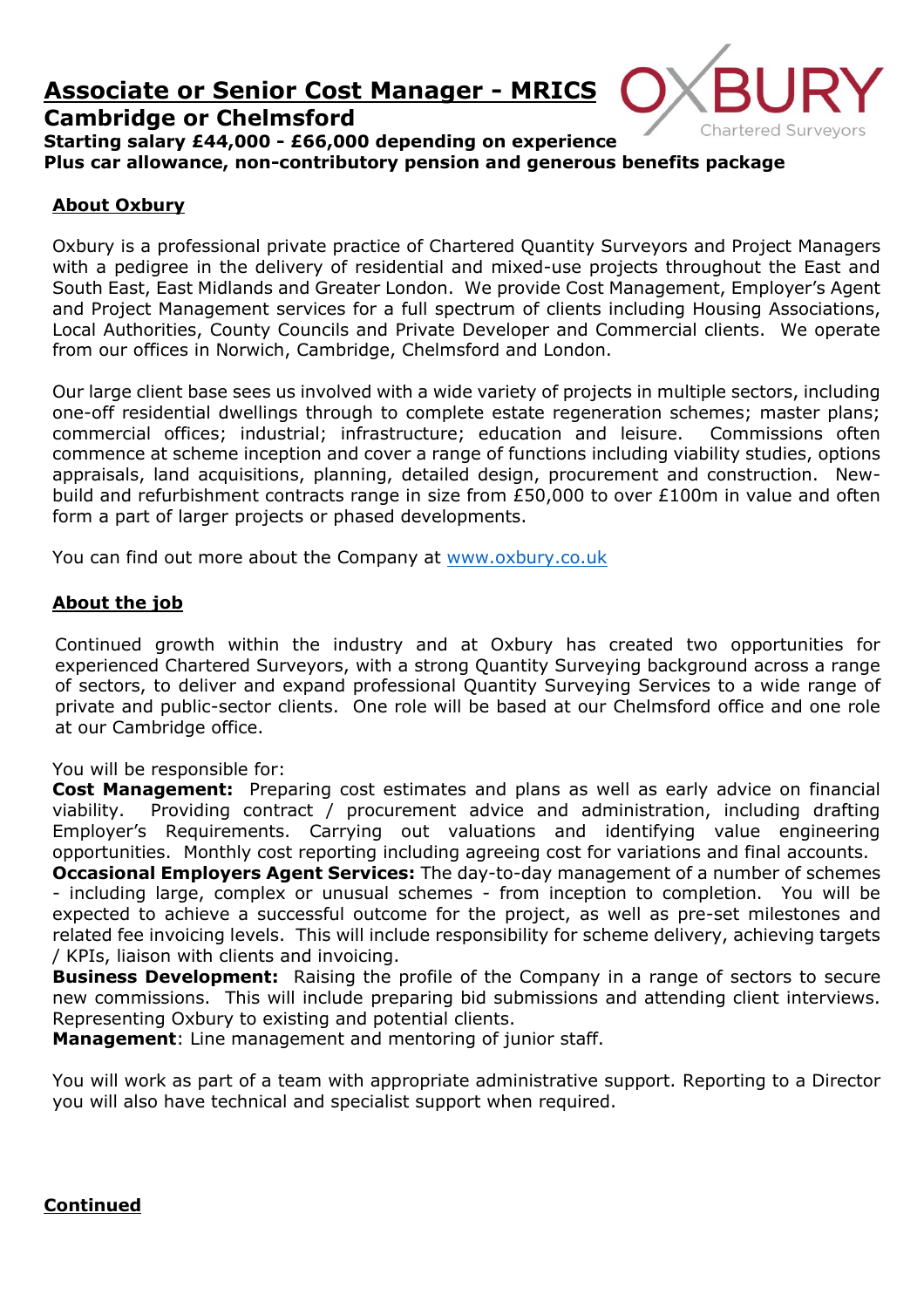# Associate or Senior Cost Manager - MRICS

## Cambridge or Chelmsford

**Starting salary £44,000 - £66,000 depending on experience**
**Plus car allowance, non-contributory pension and generous benefits package**

OXBURY Chartered Surveyors

### About Oxbury

Oxbury is a professional private practice of Chartered Quantity Surveyors and Project Managers with a pedigree in the delivery of residential and mixed-use projects throughout the East and South East, East Midlands and Greater London. We provide Cost Management, Employer's Agent and Project Management services for a full spectrum of clients including Housing Associations, Local Authorities, County Councils and Private Developer and Commercial clients. We operate from our offices in Norwich, Cambridge, Chelmsford and London.

Our large client base sees us involved with a wide variety of projects in multiple sectors, including one-off residential dwellings through to complete estate regeneration schemes; master plans; commercial offices; industrial; infrastructure; education and leisure. Commissions often commence at scheme inception and cover a range of functions including viability studies, options appraisals, land acquisitions, planning, detailed design, procurement and construction. New-build and refurbishment contracts range in size from £50,000 to over £100m in value and often form a part of larger projects or phased developments.

You can find out more about the Company at www.oxbury.co.uk

### About the job

Continued growth within the industry and at Oxbury has created two opportunities for experienced Chartered Surveyors, with a strong Quantity Surveying background across a range of sectors, to deliver and expand professional Quantity Surveying Services to a wide range of private and public-sector clients. One role will be based at our Chelmsford office and one role at our Cambridge office.

You will be responsible for:
**Cost Management:** Preparing cost estimates and plans as well as early advice on financial viability. Providing contract / procurement advice and administration, including drafting Employer's Requirements. Carrying out valuations and identifying value engineering opportunities. Monthly cost reporting including agreeing cost for variations and final accounts.
**Occasional Employers Agent Services:** The day-to-day management of a number of schemes - including large, complex or unusual schemes - from inception to completion. You will be expected to achieve a successful outcome for the project, as well as pre-set milestones and related fee invoicing levels. This will include responsibility for scheme delivery, achieving targets / KPIs, liaison with clients and invoicing.
**Business Development:** Raising the profile of the Company in a range of sectors to secure new commissions. This will include preparing bid submissions and attending client interviews. Representing Oxbury to existing and potential clients.
**Management**: Line management and mentoring of junior staff.

You will work as part of a team with appropriate administrative support. Reporting to a Director you will also have technical and specialist support when required.

**Continued**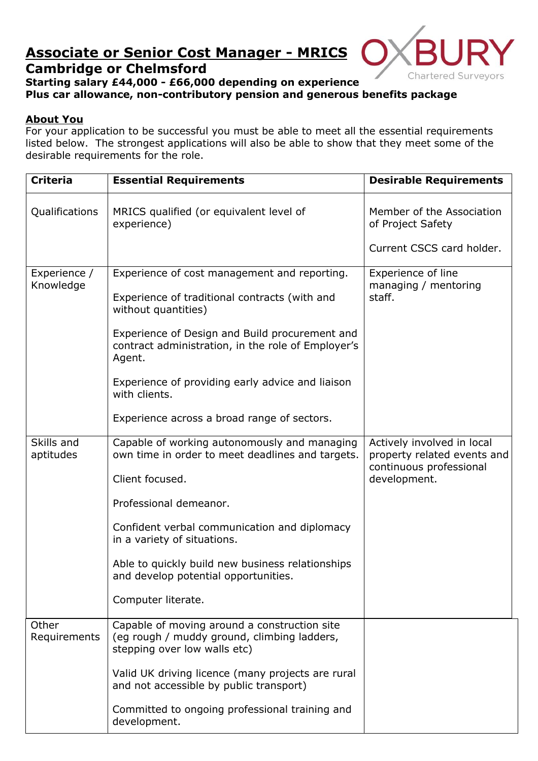# Associate or Senior Cost Manager - MRICS

## Cambridge or Chelmsford

**Starting salary £44,000 - £66,000 depending on experience**
**Plus car allowance, non-contributory pension and generous benefits package**

## About You

For your application to be successful you must be able to meet all the essential requirements listed below. The strongest applications will also be able to show that they meet some of the desirable requirements for the role.

| Criteria | Essential Requirements | Desirable Requirements |
|---|---|---|
| Qualifications | MRICS qualified (or equivalent level of experience) | Member of the Association of Project Safety<br><br>Current CSCS card holder. |
| Experience / Knowledge | Experience of cost management and reporting.<br><br>Experience of traditional contracts (with and without quantities)<br><br>Experience of Design and Build procurement and contract administration, in the role of Employer's Agent.<br><br>Experience of providing early advice and liaison with clients.<br><br>Experience across a broad range of sectors. | Experience of line managing / mentoring staff. |
| Skills and aptitudes | Capable of working autonomously and managing own time in order to meet deadlines and targets.<br><br>Client focused.<br><br>Professional demeanor.<br><br>Confident verbal communication and diplomacy in a variety of situations.<br><br>Able to quickly build new business relationships and develop potential opportunities.<br><br>Computer literate. | Actively involved in local property related events and continuous professional development. |
| Other Requirements | Capable of moving around a construction site (eg rough / muddy ground, climbing ladders, stepping over low walls etc)<br><br>Valid UK driving licence (many projects are rural and not accessible by public transport)<br><br>Committed to ongoing professional training and development. | |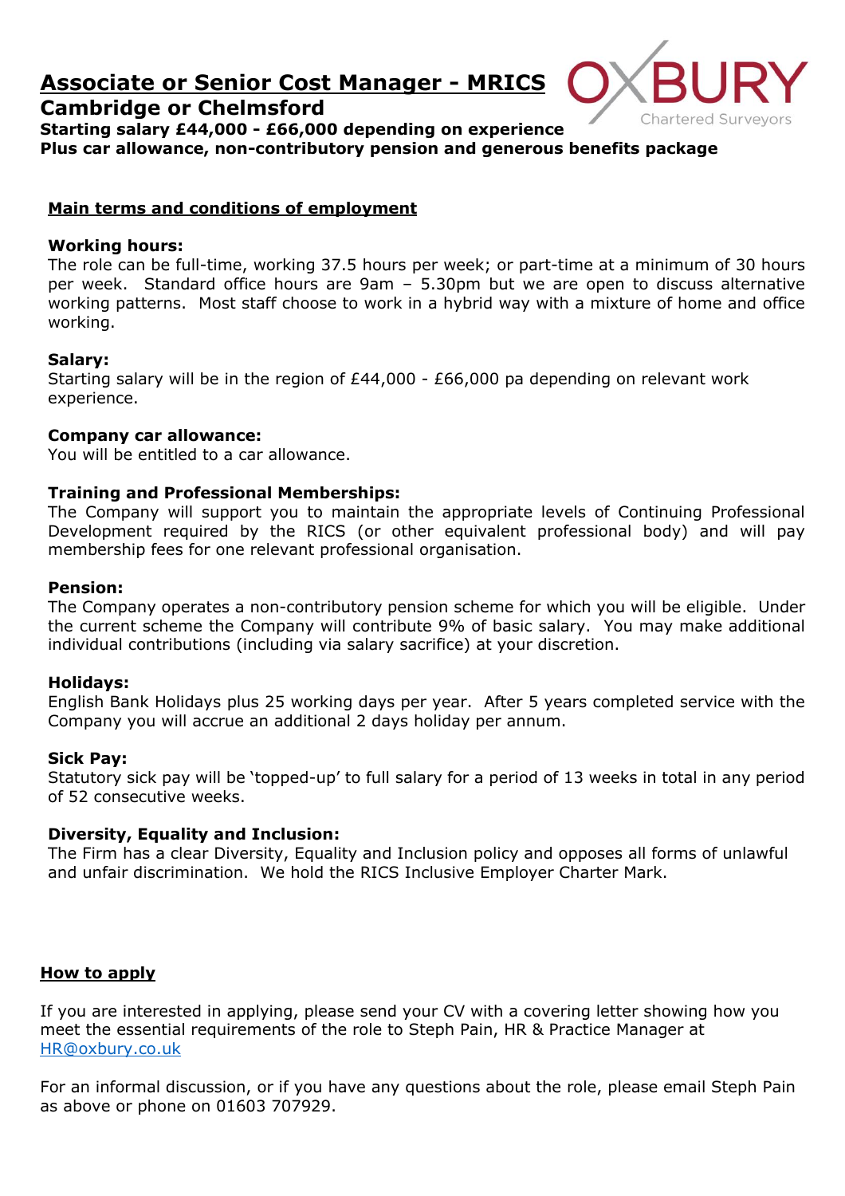# Associate or Senior Cost Manager - MRICS

## Cambridge or Chelmsford

**Starting salary £44,000 - £66,000 depending on experience**
**Plus car allowance, non-contributory pension and generous benefits package**

OXBURY
Chartered Surveyors

### Main terms and conditions of employment

**Working hours:**
The role can be full-time, working 37.5 hours per week; or part-time at a minimum of 30 hours per week. Standard office hours are 9am – 5.30pm but we are open to discuss alternative working patterns. Most staff choose to work in a hybrid way with a mixture of home and office working.

**Salary:**
Starting salary will be in the region of £44,000 - £66,000 pa depending on relevant work experience.

**Company car allowance:**
You will be entitled to a car allowance.

**Training and Professional Memberships:**
The Company will support you to maintain the appropriate levels of Continuing Professional Development required by the RICS (or other equivalent professional body) and will pay membership fees for one relevant professional organisation.

**Pension:**
The Company operates a non-contributory pension scheme for which you will be eligible. Under the current scheme the Company will contribute 9% of basic salary. You may make additional individual contributions (including via salary sacrifice) at your discretion.

**Holidays:**
English Bank Holidays plus 25 working days per year. After 5 years completed service with the Company you will accrue an additional 2 days holiday per annum.

**Sick Pay:**
Statutory sick pay will be 'topped-up' to full salary for a period of 13 weeks in total in any period of 52 consecutive weeks.

**Diversity, Equality and Inclusion:**
The Firm has a clear Diversity, Equality and Inclusion policy and opposes all forms of unlawful and unfair discrimination. We hold the RICS Inclusive Employer Charter Mark.

### How to apply

If you are interested in applying, please send your CV with a covering letter showing how you meet the essential requirements of the role to Steph Pain, HR & Practice Manager at HR@oxbury.co.uk

For an informal discussion, or if you have any questions about the role, please email Steph Pain as above or phone on 01603 707929.